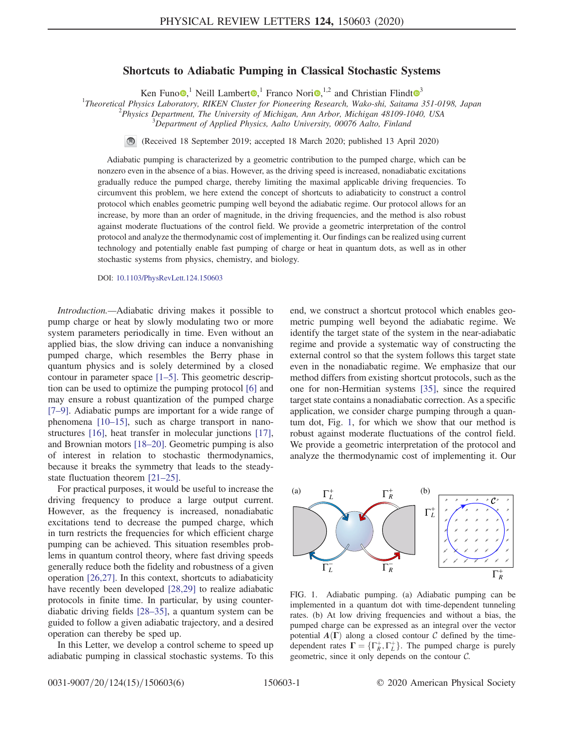# Shortcuts to Adiabatic Pumping in Classical Stochastic Systems

Ken Funo,[1] Neill Lambert,[1] Franco Nori,[1,2] and Christian Flindt[3]

[1] Theoretical Physics Laboratory, RIKEN Cluster for Pioneering Research, Wako-shi, Saitama 351-0198, Japan
[2] Physics Department, The University of Michigan, Ann Arbor, Michigan 48109-1040, USA
[3] Department of Applied Physics, Aalto University, 00076 Aalto, Finland

(Received 18 September 2019; accepted 18 March 2020; published 13 April 2020)

Adiabatic pumping is characterized by a geometric contribution to the pumped charge, which can be nonzero even in the absence of a bias. However, as the driving speed is increased, nonadiabatic excitations gradually reduce the pumped charge, thereby limiting the maximal applicable driving frequencies. To circumvent this problem, we here extend the concept of shortcuts to adiabaticity to construct a control protocol which enables geometric pumping well beyond the adiabatic regime. Our protocol allows for an increase, by more than an order of magnitude, in the driving frequencies, and the method is also robust against moderate fluctuations of the control field. We provide a geometric interpretation of the control protocol and analyze the thermodynamic cost of implementing it. Our findings can be realized using current technology and potentially enable fast pumping of charge or heat in quantum dots, as well as in other stochastic systems from physics, chemistry, and biology.

DOI: 10.1103/PhysRevLett.124.150603

*Introduction.*—Adiabatic driving makes it possible to pump charge or heat by slowly modulating two or more system parameters periodically in time. Even without an applied bias, the slow driving can induce a nonvanishing pumped charge, which resembles the Berry phase in quantum physics and is solely determined by a closed contour in parameter space [1–5]. This geometric description can be used to optimize the pumping protocol [6] and may ensure a robust quantization of the pumped charge [7–9]. Adiabatic pumps are important for a wide range of phenomena [10–15], such as charge transport in nanostructures [16], heat transfer in molecular junctions [17], and Brownian motors [18–20]. Geometric pumping is also of interest in relation to stochastic thermodynamics, because it breaks the symmetry that leads to the steady-state fluctuation theorem [21–25].

For practical purposes, it would be useful to increase the driving frequency to produce a large output current. However, as the frequency is increased, nonadiabatic excitations tend to decrease the pumped charge, which in turn restricts the frequencies for which efficient charge pumping can be achieved. This situation resembles problems in quantum control theory, where fast driving speeds generally reduce both the fidelity and robustness of a given operation [26,27]. In this context, shortcuts to adiabaticity have recently been developed [28,29] to realize adiabatic protocols in finite time. In particular, by using counter-diabatic driving fields [28–35], a quantum system can be guided to follow a given adiabatic trajectory, and a desired operation can thereby be sped up.

In this Letter, we develop a control scheme to speed up adiabatic pumping in classical stochastic systems. To this end, we construct a shortcut protocol which enables geometric pumping well beyond the adiabatic regime. We identify the target state of the system in the near-adiabatic regime and provide a systematic way of constructing the external control so that the system follows this target state even in the nonadiabatic regime. We emphasize that our method differs from existing shortcut protocols, such as the one for non-Hermitian systems [35], since the required target state contains a nonadiabatic correction. As a specific application, we consider charge pumping through a quantum dot, Fig. 1, for which we show that our method is robust against moderate fluctuations of the control field. We provide a geometric interpretation of the protocol and analyze the thermodynamic cost of implementing it. Our

FIG. 1. Adiabatic pumping. (a) Adiabatic pumping can be implemented in a quantum dot with time-dependent tunneling rates. (b) At low driving frequencies and without a bias, the pumped charge can be expressed as an integral over the vector potential $A(\Gamma)$ along a closed contour $\mathcal{C}$ defined by the time-dependent rates $\Gamma = \{\Gamma_R^+, \Gamma_L^+\}$. The pumped charge is purely geometric, since it only depends on the contour $\mathcal{C}$.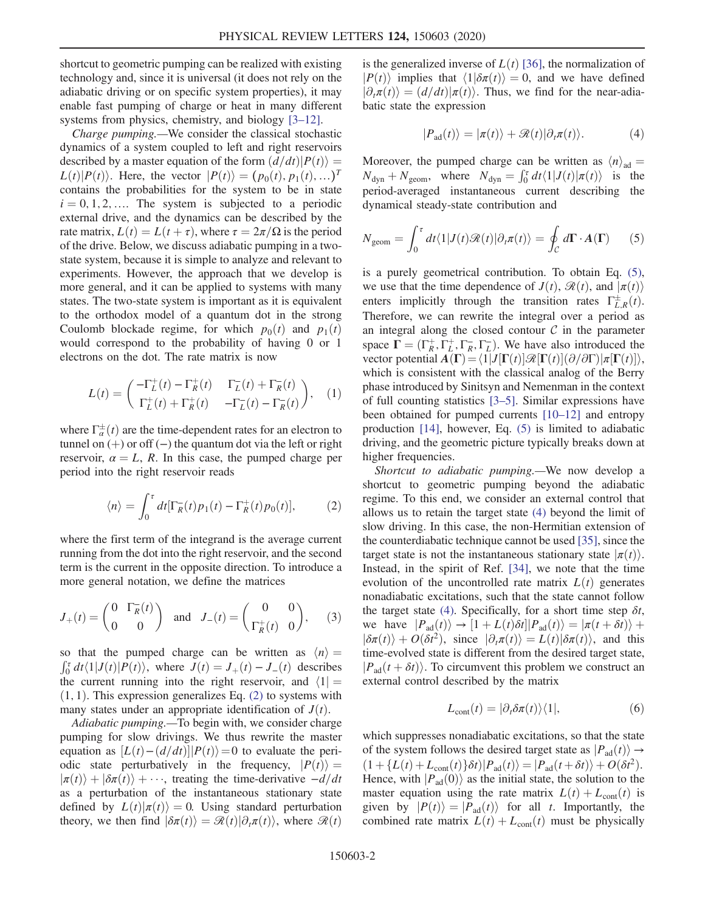shortcut to geometric pumping can be realized with existing technology and, since it is universal (it does not rely on the adiabatic driving or on specific system properties), it may enable fast pumping of charge or heat in many different systems from physics, chemistry, and biology [3–12].

*Charge pumping.*—We consider the classical stochastic dynamics of a system coupled to left and right reservoirs described by a master equation of the form $(d/dt)|P(t)\rangle = L(t)|P(t)\rangle$. Here, the vector $|P(t)\rangle = (p_0(t), p_1(t), \ldots)^T$ contains the probabilities for the system to be in state $i = 0, 1, 2, \ldots$. The system is subjected to a periodic external drive, and the dynamics can be described by the rate matrix, $L(t) = L(t+\tau)$, where $\tau = 2\pi/\Omega$ is the period of the drive. Below, we discuss adiabatic pumping in a two-state system, because it is simple to analyze and relevant to experiments. However, the approach that we develop is more general, and it can be applied to systems with many states. The two-state system is important as it is equivalent to the orthodox model of a quantum dot in the strong Coulomb blockade regime, for which $p_0(t)$ and $p_1(t)$ would correspond to the probability of having 0 or 1 electrons on the dot. The rate matrix is now

$$L(t) = \begin{pmatrix} -\Gamma_L^+(t) - \Gamma_R^+(t) & \Gamma_L^-(t) + \Gamma_R^-(t) \\ \Gamma_L^+(t) + \Gamma_R^+(t) & -\Gamma_L^-(t) - \Gamma_R^-(t) \end{pmatrix}, \quad (1)$$

where $\Gamma_\alpha^\pm(t)$ are the time-dependent rates for an electron to tunnel on $(+)$ or off $(-)$ the quantum dot via the left or right reservoir, $\alpha = L, R$. In this case, the pumped charge per period into the right reservoir reads

$$\langle n \rangle = \int_0^\tau dt [\Gamma_R^-(t) p_1(t) - \Gamma_R^+(t) p_0(t)], \quad (2)$$

where the first term of the integrand is the average current running from the dot into the right reservoir, and the second term is the current in the opposite direction. To introduce a more general notation, we define the matrices

$$J_+(t) = \begin{pmatrix} 0 & \Gamma_R^-(t) \\ 0 & 0 \end{pmatrix} \quad \text{and} \quad J_-(t) = \begin{pmatrix} 0 & 0 \\ \Gamma_R^+(t) & 0 \end{pmatrix}, \quad (3)$$

so that the pumped charge can be written as $\langle n \rangle = \int_0^\tau dt \langle 1|J(t)|P(t)\rangle$, where $J(t) = J_+(t) - J_-(t)$ describes the current running into the right reservoir, and $\langle 1| = (1, 1)$. This expression generalizes Eq. (2) to systems with many states under an appropriate identification of $J(t)$.

*Adiabatic pumping.*—To begin with, we consider charge pumping for slow drivings. We thus rewrite the master equation as $[L(t) - (d/dt)]|P(t)\rangle = 0$ to evaluate the periodic state perturbatively in the frequency, $|P(t)\rangle = |\pi(t)\rangle + |\delta\pi(t)\rangle + \cdots$, treating the time-derivative $-d/dt$ as a perturbation of the instantaneous stationary state defined by $L(t)|\pi(t)\rangle = 0$. Using standard perturbation theory, we then find $|\delta\pi(t)\rangle = \mathscr{R}(t)|\partial_t \pi(t)\rangle$, where $\mathscr{R}(t)$ is the generalized inverse of $L(t)$ [36], the normalization of $|P(t)\rangle$ implies that $\langle 1|\delta\pi(t)\rangle = 0$, and we have defined $|\partial_t \pi(t)\rangle = (d/dt)|\pi(t)\rangle$. Thus, we find for the near-adiabatic state the expression

$$|P_{\rm ad}(t)\rangle = |\pi(t)\rangle + \mathscr{R}(t)|\partial_t \pi(t)\rangle. \quad (4)$$

Moreover, the pumped charge can be written as $\langle n \rangle_{\rm ad} = N_{\rm dyn} + N_{\rm geom}$, where $N_{\rm dyn} = \int_0^\tau dt \langle 1|J(t)|\pi(t)\rangle$ is the period-averaged instantaneous current describing the dynamical steady-state contribution and

$$N_{\rm geom} = \int_0^\tau dt \langle 1|J(t)\mathscr{R}(t)|\partial_t \pi(t)\rangle = \oint_{\mathcal{C}} d\boldsymbol{\Gamma} \cdot \boldsymbol{A}(\boldsymbol{\Gamma}) \quad (5)$$

is a purely geometrical contribution. To obtain Eq. (5), we use that the time dependence of $J(t)$, $\mathscr{R}(t)$, and $|\pi(t)\rangle$ enters implicitly through the transition rates $\Gamma_{L,R}^\pm(t)$. Therefore, we can rewrite the integral over a period as an integral along the closed contour $\mathcal{C}$ in the parameter space $\boldsymbol{\Gamma} = (\Gamma_R^+, \Gamma_L^+, \Gamma_R^-, \Gamma_L^-)$. We have also introduced the vector potential $\boldsymbol{A}(\boldsymbol{\Gamma}) = \langle 1|J[\boldsymbol{\Gamma}(t)]\mathscr{R}[\boldsymbol{\Gamma}(t)](\partial/\partial\boldsymbol{\Gamma})|\pi[\boldsymbol{\Gamma}(t)]\rangle$, which is consistent with the classical analog of the Berry phase introduced by Sinitsyn and Nemenman in the context of full counting statistics [3–5]. Similar expressions have been obtained for pumped currents [10–12] and entropy production [14], however, Eq. (5) is limited to adiabatic driving, and the geometric picture typically breaks down at higher frequencies.

*Shortcut to adiabatic pumping.*—We now develop a shortcut to geometric pumping beyond the adiabatic regime. To this end, we consider an external control that allows us to retain the target state (4) beyond the limit of slow driving. In this case, the non-Hermitian extension of the counterdiabatic technique cannot be used [35], since the target state is not the instantaneous stationary state $|\pi(t)\rangle$. Instead, in the spirit of Ref. [34], we note that the time evolution of the uncontrolled rate matrix $L(t)$ generates nonadiabatic excitations, such that the state cannot follow the target state (4). Specifically, for a short time step $\delta t$, we have $|P_{\rm ad}(t)\rangle \to [1 + L(t)\delta t]|P_{\rm ad}(t)\rangle = |\pi(t+\delta t)\rangle + |\delta\pi(t)\rangle + O(\delta t^2)$, since $|\partial_t \pi(t)\rangle = L(t)|\delta\pi(t)\rangle$, and this time-evolved state is different from the desired target state, $|P_{\rm ad}(t+\delta t)\rangle$. To circumvent this problem we construct an external control described by the matrix

$$L_{\rm cont}(t) = |\partial_t \delta\pi(t)\rangle\langle 1|, \quad (6)$$

which suppresses nonadiabatic excitations, so that the state of the system follows the desired target state as $|P_{\rm ad}(t)\rangle \to (1 + \{L(t) + L_{\rm cont}(t)\}\delta t)|P_{\rm ad}(t)\rangle = |P_{\rm ad}(t+\delta t)\rangle + O(\delta t^2)$. Hence, with $|P_{\rm ad}(0)\rangle$ as the initial state, the solution to the master equation using the rate matrix $L(t) + L_{\rm cont}(t)$ is given by $|P(t)\rangle = |P_{\rm ad}(t)\rangle$ for all $t$. Importantly, the combined rate matrix $L(t) + L_{\rm cont}(t)$ must be physically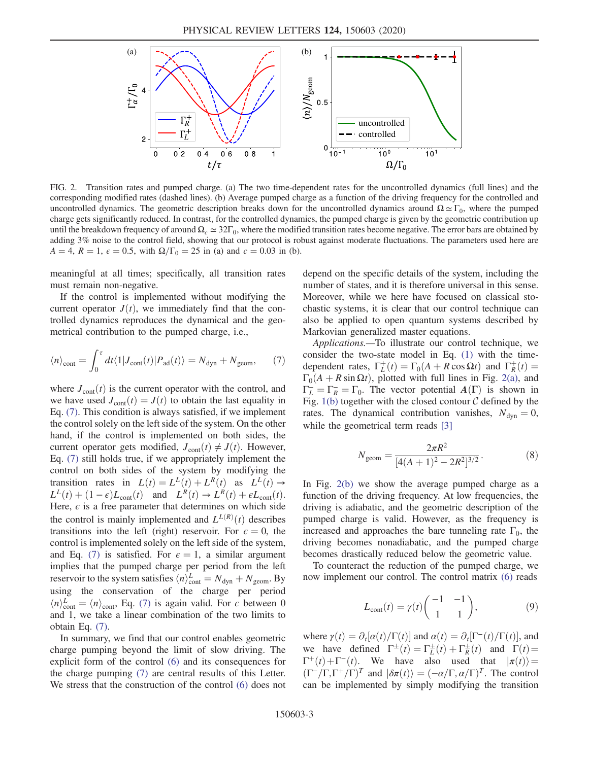FIG. 2. Transition rates and pumped charge. (a) The two time-dependent rates for the uncontrolled dynamics (full lines) and the corresponding modified rates (dashed lines). (b) Average pumped charge as a function of the driving frequency for the controlled and uncontrolled dynamics. The geometric description breaks down for the uncontrolled dynamics around $\Omega \simeq \Gamma_0$, where the pumped charge gets significantly reduced. In contrast, for the controlled dynamics, the pumped charge is given by the geometric contribution up until the breakdown frequency of around $\Omega_c \simeq 32\Gamma_0$, where the modified transition rates become negative. The error bars are obtained by adding 3% noise to the control field, showing that our protocol is robust against moderate fluctuations. The parameters used here are $A = 4$, $R = 1$, $\epsilon = 0.5$, with $\Omega/\Gamma_0 = 25$ in (a) and $c = 0.03$ in (b).

meaningful at all times; specifically, all transition rates must remain non-negative.

If the control is implemented without modifying the current operator $J(t)$, we immediately find that the controlled dynamics reproduces the dynamical and the geometrical contribution to the pumped charge, i.e.,

$$\langle n \rangle_{\text{cont}} = \int_0^\tau dt \langle 1 | J_{\text{cont}}(t) | P_{\text{ad}}(t) \rangle = N_{\text{dyn}} + N_{\text{geom}}, \tag{7}$$

where $J_{\text{cont}}(t)$ is the current operator with the control, and we have used $J_{\text{cont}}(t) = J(t)$ to obtain the last equality in Eq. (7). This condition is always satisfied, if we implement the control solely on the left side of the system. On the other hand, if the control is implemented on both sides, the current operator gets modified, $J_{\text{cont}}(t) \neq J(t)$. However, Eq. (7) still holds true, if we appropriately implement the control on both sides of the system by modifying the transition rates in $L(t) = L^L(t) + L^R(t)$ as $L^L(t) \to L^L(t) + (1-\epsilon) L_{\text{cont}}(t)$ and $L^R(t) \to L^R(t) + \epsilon L_{\text{cont}}(t)$. Here, $\epsilon$ is a free parameter that determines on which side the control is mainly implemented and $L^{L(R)}(t)$ describes transitions into the left (right) reservoir. For $\epsilon = 0$, the control is implemented solely on the left side of the system, and Eq. (7) is satisfied. For $\epsilon = 1$, a similar argument implies that the pumped charge per period from the left reservoir to the system satisfies $\langle n \rangle^L_{\text{cont}} = N_{\text{dyn}} + N_{\text{geom}}$. By using the conservation of the charge per period $\langle n \rangle^L_{\text{cont}} = \langle n \rangle_{\text{cont}}$, Eq. (7) is again valid. For $\epsilon$ between 0 and 1, we take a linear combination of the two limits to obtain Eq. (7).

In summary, we find that our control enables geometric charge pumping beyond the limit of slow driving. The explicit form of the control (6) and its consequences for the charge pumping (7) are central results of this Letter. We stress that the construction of the control (6) does not depend on the specific details of the system, including the number of states, and it is therefore universal in this sense. Moreover, while we here have focused on classical stochastic systems, it is clear that our control technique can also be applied to open quantum systems described by Markovian generalized master equations.

*Applications.*—To illustrate our control technique, we consider the two-state model in Eq. (1) with the time-dependent rates, $\Gamma_L^+(t) = \Gamma_0(A + R\cos\Omega t)$ and $\Gamma_R^+(t) = \Gamma_0(A + R\sin\Omega t)$, plotted with full lines in Fig. 2(a), and $\Gamma_L^- = \Gamma_R^- = \Gamma_0$. The vector potential $\boldsymbol{A}(\boldsymbol{\Gamma})$ is shown in Fig. 1(b) together with the closed contour $\mathcal{C}$ defined by the rates. The dynamical contribution vanishes, $N_{\text{dyn}} = 0$, while the geometrical term reads [3]

$$N_{\text{geom}} = \frac{2\pi R^2}{[4(A+1)^2 - 2R^2]^{3/2}}. \tag{8}$$

In Fig. 2(b) we show the average pumped charge as a function of the driving frequency. At low frequencies, the driving is adiabatic, and the geometric description of the pumped charge is valid. However, as the frequency is increased and approaches the bare tunneling rate $\Gamma_0$, the driving becomes nonadiabatic, and the pumped charge becomes drastically reduced below the geometric value.

To counteract the reduction of the pumped charge, we now implement our control. The control matrix (6) reads

$$L_{\text{cont}}(t) = \gamma(t) \begin{pmatrix} -1 & -1 \\ 1 & 1 \end{pmatrix}, \tag{9}$$

where $\gamma(t) = \partial_t[\alpha(t)/\Gamma(t)]$ and $\alpha(t) = \partial_t[\Gamma^-(t)/\Gamma(t)]$, and we have defined $\Gamma^\pm(t) = \Gamma_L^\pm(t) + \Gamma_R^\pm(t)$ and $\Gamma(t) = \Gamma^+(t) + \Gamma^-(t)$. We have also used that $|\pi(t)\rangle = (\Gamma^-/\Gamma, \Gamma^+/\Gamma)^T$ and $|\delta\pi(t)\rangle = (-\alpha/\Gamma, \alpha/\Gamma)^T$. The control can be implemented by simply modifying the transition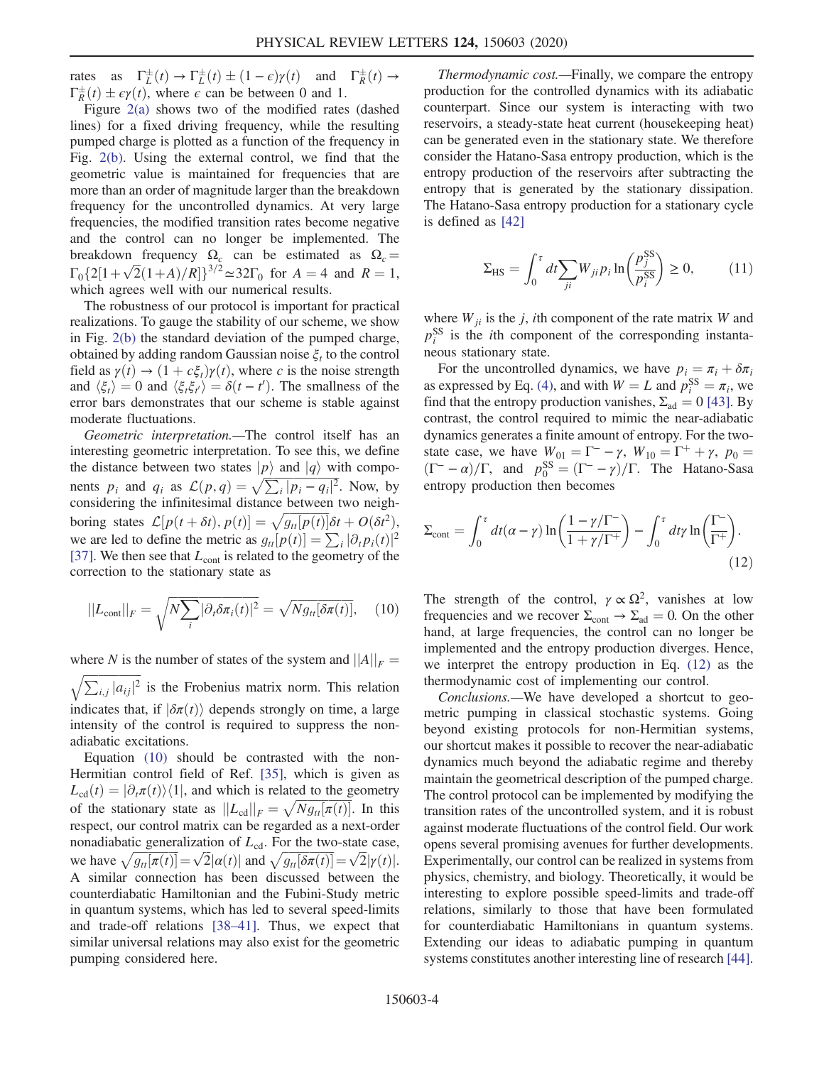rates as $\Gamma_L^{\pm}(t) \to \Gamma_L^{\pm}(t) \pm (1-\epsilon)\gamma(t)$ and $\Gamma_R^{\pm}(t) \to \Gamma_R^{\pm}(t) \pm \epsilon\gamma(t)$, where $\epsilon$ can be between 0 and 1.

Figure 2(a) shows two of the modified rates (dashed lines) for a fixed driving frequency, while the resulting pumped charge is plotted as a function of the frequency in Fig. 2(b). Using the external control, we find that the geometric value is maintained for frequencies that are more than an order of magnitude larger than the breakdown frequency for the uncontrolled dynamics. At very large frequencies, the modified transition rates become negative and the control can no longer be implemented. The breakdown frequency $\Omega_c$ can be estimated as $\Omega_c = \Gamma_0\{2[1+\sqrt{2}(1+A)/R]\}^{3/2} \simeq 32\Gamma_0$ for $A=4$ and $R=1$, which agrees well with our numerical results.

The robustness of our protocol is important for practical realizations. To gauge the stability of our scheme, we show in Fig. 2(b) the standard deviation of the pumped charge, obtained by adding random Gaussian noise $\xi_t$ to the control field as $\gamma(t) \to (1 + c\xi_t)\gamma(t)$, where $c$ is the noise strength and $\langle \xi_t \rangle = 0$ and $\langle \xi_t \xi_{t'} \rangle = \delta(t-t')$. The smallness of the error bars demonstrates that our scheme is stable against moderate fluctuations.

*Geometric interpretation.*—The control itself has an interesting geometric interpretation. To see this, we define the distance between two states $|p\rangle$ and $|q\rangle$ with components $p_i$ and $q_i$ as $\mathcal{L}(p,q) = \sqrt{\sum_i |p_i - q_i|^2}$. Now, by considering the infinitesimal distance between two neighboring states $\mathcal{L}[p(t+\delta t), p(t)] = \sqrt{g_{tt}[p(t)]}\delta t + O(\delta t^2)$, we are led to define the metric as $g_{tt}[p(t)] = \sum_i |\partial_t p_i(t)|^2$ [37]. We then see that $L_{\text{cont}}$ is related to the geometry of the correction to the stationary state as

$$||L_{\text{cont}}||_F = \sqrt{N\sum_i |\partial_t \delta\pi_i(t)|^2} = \sqrt{N g_{tt}[\delta\pi(t)]}, \tag{10}$$

where $N$ is the number of states of the system and $||A||_F = \sqrt{\sum_{i,j} |a_{ij}|^2}$ is the Frobenius matrix norm. This relation indicates that, if $|\delta\pi(t)\rangle$ depends strongly on time, a large intensity of the control is required to suppress the nonadiabatic excitations.

Equation (10) should be contrasted with the non-Hermitian control field of Ref. [35], which is given as $L_{\text{cd}}(t) = |\partial_t \pi(t)\rangle\langle 1|$, and which is related to the geometry of the stationary state as $||L_{\text{cd}}||_F = \sqrt{N g_{tt}[\pi(t)]}$. In this respect, our control matrix can be regarded as a next-order nonadiabatic generalization of $L_{\text{cd}}$. For the two-state case, we have $\sqrt{g_{tt}[\pi(t)]} = \sqrt{2}|\alpha(t)|$ and $\sqrt{g_{tt}[\delta\pi(t)]} = \sqrt{2}|\gamma(t)|$. A similar connection has been discussed between the counterdiabatic Hamiltonian and the Fubini-Study metric in quantum systems, which has led to several speed-limits and trade-off relations [38–41]. Thus, we expect that similar universal relations may also exist for the geometric pumping considered here.

*Thermodynamic cost.*—Finally, we compare the entropy production for the controlled dynamics with its adiabatic counterpart. Since our system is interacting with two reservoirs, a steady-state heat current (housekeeping heat) can be generated even in the stationary state. We therefore consider the Hatano-Sasa entropy production, which is the entropy production of the reservoirs after subtracting the entropy that is generated by the stationary dissipation. The Hatano-Sasa entropy production for a stationary cycle is defined as [42]

$$\Sigma_{\text{HS}} = \int_0^\tau dt \sum_{ji} W_{ji} p_i \ln\left(\frac{p_j^{\text{SS}}}{p_i^{\text{SS}}}\right) \geq 0, \tag{11}$$

where $W_{ji}$ is the $j$, $i$th component of the rate matrix $W$ and $p_i^{\text{SS}}$ is the $i$th component of the corresponding instantaneous stationary state.

For the uncontrolled dynamics, we have $p_i = \pi_i + \delta\pi_i$ as expressed by Eq. (4), and with $W = L$ and $p_i^{\text{SS}} = \pi_i$, we find that the entropy production vanishes, $\Sigma_{\text{ad}} = 0$ [43]. By contrast, the control required to mimic the near-adiabatic dynamics generates a finite amount of entropy. For the two-state case, we have $W_{01} = \Gamma^- - \gamma$, $W_{10} = \Gamma^+ + \gamma$, $p_0 = (\Gamma^- - \alpha)/\Gamma$, and $p_0^{\text{SS}} = (\Gamma^- - \gamma)/\Gamma$. The Hatano-Sasa entropy production then becomes

$$\Sigma_{\text{cont}} = \int_0^\tau dt (\alpha - \gamma) \ln\left(\frac{1 - \gamma/\Gamma^-}{1 + \gamma/\Gamma^+}\right) - \int_0^\tau dt \gamma \ln\left(\frac{\Gamma^-}{\Gamma^+}\right). \tag{12}$$

The strength of the control, $\gamma \propto \Omega^2$, vanishes at low frequencies and we recover $\Sigma_{\text{cont}} \to \Sigma_{\text{ad}} = 0$. On the other hand, at large frequencies, the control can no longer be implemented and the entropy production diverges. Hence, we interpret the entropy production in Eq. (12) as the thermodynamic cost of implementing our control.

*Conclusions.*—We have developed a shortcut to geometric pumping in classical stochastic systems. Going beyond existing protocols for non-Hermitian systems, our shortcut makes it possible to recover the near-adiabatic dynamics much beyond the adiabatic regime and thereby maintain the geometrical description of the pumped charge. The control protocol can be implemented by modifying the transition rates of the uncontrolled system, and it is robust against moderate fluctuations of the control field. Our work opens several promising avenues for further developments. Experimentally, our control can be realized in systems from physics, chemistry, and biology. Theoretically, it would be interesting to explore possible speed-limits and trade-off relations, similarly to those that have been formulated for counterdiabatic Hamiltonians in quantum systems. Extending our ideas to adiabatic pumping in quantum systems constitutes another interesting line of research [44].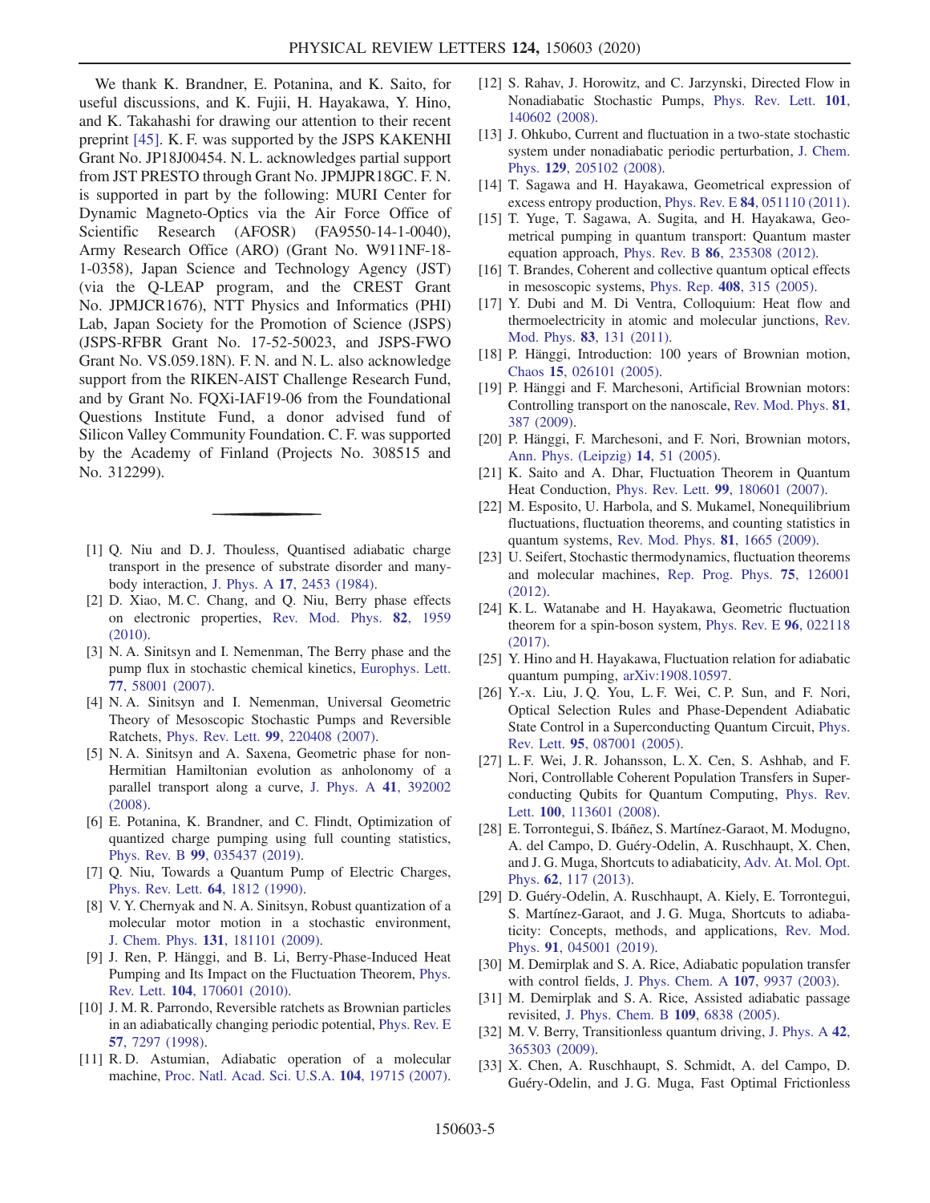We thank K. Brandner, E. Potanina, and K. Saito, for useful discussions, and K. Fujii, H. Hayakawa, Y. Hino, and K. Takahashi for drawing our attention to their recent preprint [45]. K. F. was supported by the JSPS KAKENHI Grant No. JP18J00454. N. L. acknowledges partial support from JST PRESTO through Grant No. JPMJPR18GC. F. N. is supported in part by the following: MURI Center for Dynamic Magneto-Optics via the Air Force Office of Scientific Research (AFOSR) (FA9550-14-1-0040), Army Research Office (ARO) (Grant No. W911NF-18-1-0358), Japan Science and Technology Agency (JST) (via the Q-LEAP program, and the CREST Grant No. JPMJCR1676), NTT Physics and Informatics (PHI) Lab, Japan Society for the Promotion of Science (JSPS) (JSPS-RFBR Grant No. 17-52-50023, and JSPS-FWO Grant No. VS.059.18N). F. N. and N. L. also acknowledge support from the RIKEN-AIST Challenge Research Fund, and by Grant No. FQXi-IAF19-06 from the Foundational Questions Institute Fund, a donor advised fund of Silicon Valley Community Foundation. C. F. was supported by the Academy of Finland (Projects No. 308515 and No. 312299).

---

[1] Q. Niu and D. J. Thouless, Quantised adiabatic charge transport in the presence of substrate disorder and many-body interaction, J. Phys. A **17**, 2453 (1984).

[2] D. Xiao, M. C. Chang, and Q. Niu, Berry phase effects on electronic properties, Rev. Mod. Phys. **82**, 1959 (2010).

[3] N. A. Sinitsyn and I. Nemenman, The Berry phase and the pump flux in stochastic chemical kinetics, Europhys. Lett. **77**, 58001 (2007).

[4] N. A. Sinitsyn and I. Nemenman, Universal Geometric Theory of Mesoscopic Stochastic Pumps and Reversible Ratchets, Phys. Rev. Lett. **99**, 220408 (2007).

[5] N. A. Sinitsyn and A. Saxena, Geometric phase for non-Hermitian Hamiltonian evolution as anholonomy of a parallel transport along a curve, J. Phys. A **41**, 392002 (2008).

[6] E. Potanina, K. Brandner, and C. Flindt, Optimization of quantized charge pumping using full counting statistics, Phys. Rev. B **99**, 035437 (2019).

[7] Q. Niu, Towards a Quantum Pump of Electric Charges, Phys. Rev. Lett. **64**, 1812 (1990).

[8] V. Y. Chernyak and N. A. Sinitsyn, Robust quantization of a molecular motor motion in a stochastic environment, J. Chem. Phys. **131**, 181101 (2009).

[9] J. Ren, P. Hänggi, and B. Li, Berry-Phase-Induced Heat Pumping and Its Impact on the Fluctuation Theorem, Phys. Rev. Lett. **104**, 170601 (2010).

[10] J. M. R. Parrondo, Reversible ratchets as Brownian particles in an adiabatically changing periodic potential, Phys. Rev. E **57**, 7297 (1998).

[11] R. D. Astumian, Adiabatic operation of a molecular machine, Proc. Natl. Acad. Sci. U.S.A. **104**, 19715 (2007).

[12] S. Rahav, J. Horowitz, and C. Jarzynski, Directed Flow in Nonadiabatic Stochastic Pumps, Phys. Rev. Lett. **101**, 140602 (2008).

[13] J. Ohkubo, Current and fluctuation in a two-state stochastic system under nonadiabatic periodic perturbation, J. Chem. Phys. **129**, 205102 (2008).

[14] T. Sagawa and H. Hayakawa, Geometrical expression of excess entropy production, Phys. Rev. E **84**, 051110 (2011).

[15] T. Yuge, T. Sagawa, A. Sugita, and H. Hayakawa, Geometrical pumping in quantum transport: Quantum master equation approach, Phys. Rev. B **86**, 235308 (2012).

[16] T. Brandes, Coherent and collective quantum optical effects in mesoscopic systems, Phys. Rep. **408**, 315 (2005).

[17] Y. Dubi and M. Di Ventra, Colloquium: Heat flow and thermoelectricity in atomic and molecular junctions, Rev. Mod. Phys. **83**, 131 (2011).

[18] P. Hänggi, Introduction: 100 years of Brownian motion, Chaos **15**, 026101 (2005).

[19] P. Hänggi and F. Marchesoni, Artificial Brownian motors: Controlling transport on the nanoscale, Rev. Mod. Phys. **81**, 387 (2009).

[20] P. Hänggi, F. Marchesoni, and F. Nori, Brownian motors, Ann. Phys. (Leipzig) **14**, 51 (2005).

[21] K. Saito and A. Dhar, Fluctuation Theorem in Quantum Heat Conduction, Phys. Rev. Lett. **99**, 180601 (2007).

[22] M. Esposito, U. Harbola, and S. Mukamel, Nonequilibrium fluctuations, fluctuation theorems, and counting statistics in quantum systems, Rev. Mod. Phys. **81**, 1665 (2009).

[23] U. Seifert, Stochastic thermodynamics, fluctuation theorems and molecular machines, Rep. Prog. Phys. **75**, 126001 (2012).

[24] K. L. Watanabe and H. Hayakawa, Geometric fluctuation theorem for a spin-boson system, Phys. Rev. E **96**, 022118 (2017).

[25] Y. Hino and H. Hayakawa, Fluctuation relation for adiabatic quantum pumping, arXiv:1908.10597.

[26] Y.-x. Liu, J. Q. You, L. F. Wei, C. P. Sun, and F. Nori, Optical Selection Rules and Phase-Dependent Adiabatic State Control in a Superconducting Quantum Circuit, Phys. Rev. Lett. **95**, 087001 (2005).

[27] L. F. Wei, J. R. Johansson, L. X. Cen, S. Ashhab, and F. Nori, Controllable Coherent Population Transfers in Superconducting Qubits for Quantum Computing, Phys. Rev. Lett. **100**, 113601 (2008).

[28] E. Torrontegui, S. Ibáñez, S. Martínez-Garaot, M. Modugno, A. del Campo, D. Guéry-Odelin, A. Ruschhaupt, X. Chen, and J. G. Muga, Shortcuts to adiabaticity, Adv. At. Mol. Opt. Phys. **62**, 117 (2013).

[29] D. Guéry-Odelin, A. Ruschhaupt, A. Kiely, E. Torrontegui, S. Martínez-Garaot, and J. G. Muga, Shortcuts to adiabaticity: Concepts, methods, and applications, Rev. Mod. Phys. **91**, 045001 (2019).

[30] M. Demirplak and S. A. Rice, Adiabatic population transfer with control fields, J. Phys. Chem. A **107**, 9937 (2003).

[31] M. Demirplak and S. A. Rice, Assisted adiabatic passage revisited, J. Phys. Chem. B **109**, 6838 (2005).

[32] M. V. Berry, Transitionless quantum driving, J. Phys. A **42**, 365303 (2009).

[33] X. Chen, A. Ruschhaupt, S. Schmidt, A. del Campo, D. Guéry-Odelin, and J. G. Muga, Fast Optimal Frictionless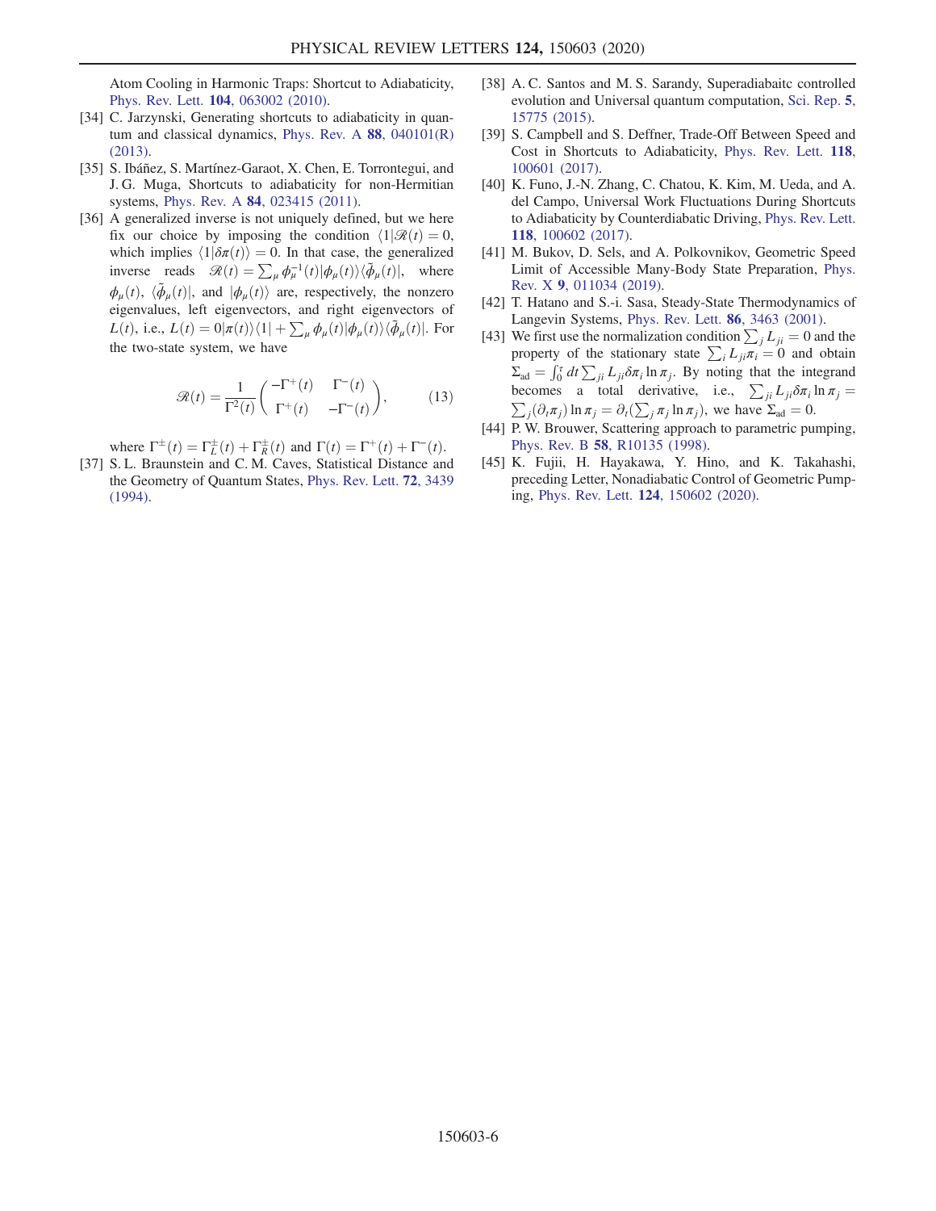Atom Cooling in Harmonic Traps: Shortcut to Adiabaticity, Phys. Rev. Lett. **104**, 063002 (2010).

[34] C. Jarzynski, Generating shortcuts to adiabaticity in quantum and classical dynamics, Phys. Rev. A **88**, 040101(R) (2013).

[35] S. Ibáñez, S. Martínez-Garaot, X. Chen, E. Torrontegui, and J. G. Muga, Shortcuts to adiabaticity for non-Hermitian systems, Phys. Rev. A **84**, 023415 (2011).

[36] A generalized inverse is not uniquely defined, but we here fix our choice by imposing the condition $\langle 1|\mathscr{R}(t) = 0$, which implies $\langle 1|\delta\pi(t)\rangle = 0$. In that case, the generalized inverse reads $\mathscr{R}(t) = \sum_\mu \phi_\mu^{-1}(t)|\phi_\mu(t)\rangle\langle\tilde{\phi}_\mu(t)|$, where $\phi_\mu(t)$, $\langle\tilde{\phi}_\mu(t)|$, and $|\phi_\mu(t)\rangle$ are, respectively, the nonzero eigenvalues, left eigenvectors, and right eigenvectors of $L(t)$, i.e., $L(t) = 0|\pi(t)\rangle\langle 1| + \sum_\mu \phi_\mu(t)|\phi_\mu(t)\rangle\langle\tilde{\phi}_\mu(t)|$. For the two-state system, we have

$$\mathscr{R}(t) = \frac{1}{\Gamma^2(t)}\begin{pmatrix} -\Gamma^+(t) & \Gamma^-(t) \\ \Gamma^+(t) & -\Gamma^-(t) \end{pmatrix}, \tag{13}$$

where $\Gamma^\pm(t) = \Gamma_L^\pm(t) + \Gamma_R^\pm(t)$ and $\Gamma(t) = \Gamma^+(t) + \Gamma^-(t)$.

[37] S. L. Braunstein and C. M. Caves, Statistical Distance and the Geometry of Quantum States, Phys. Rev. Lett. **72**, 3439 (1994).

[38] A. C. Santos and M. S. Sarandy, Superadiabaitc controlled evolution and Universal quantum computation, Sci. Rep. **5**, 15775 (2015).

[39] S. Campbell and S. Deffner, Trade-Off Between Speed and Cost in Shortcuts to Adiabaticity, Phys. Rev. Lett. **118**, 100601 (2017).

[40] K. Funo, J.-N. Zhang, C. Chatou, K. Kim, M. Ueda, and A. del Campo, Universal Work Fluctuations During Shortcuts to Adiabaticity by Counterdiabatic Driving, Phys. Rev. Lett. **118**, 100602 (2017).

[41] M. Bukov, D. Sels, and A. Polkovnikov, Geometric Speed Limit of Accessible Many-Body State Preparation, Phys. Rev. X **9**, 011034 (2019).

[42] T. Hatano and S.-i. Sasa, Steady-State Thermodynamics of Langevin Systems, Phys. Rev. Lett. **86**, 3463 (2001).

[43] We first use the normalization condition $\sum_j L_{ji} = 0$ and the property of the stationary state $\sum_i L_{ji}\pi_i = 0$ and obtain $\Sigma_{\rm ad} = \int_0^\tau dt \sum_{ji} L_{ji}\delta\pi_i \ln\pi_j$. By noting that the integrand becomes a total derivative, i.e., $\sum_{ji} L_{ji}\delta\pi_i \ln\pi_j = \sum_j(\partial_t\pi_j)\ln\pi_j = \partial_t(\sum_j \pi_j \ln\pi_j)$, we have $\Sigma_{\rm ad} = 0$.

[44] P. W. Brouwer, Scattering approach to parametric pumping, Phys. Rev. B **58**, R10135 (1998).

[45] K. Fujii, H. Hayakawa, Y. Hino, and K. Takahashi, preceding Letter, Nonadiabatic Control of Geometric Pumping, Phys. Rev. Lett. **124**, 150602 (2020).